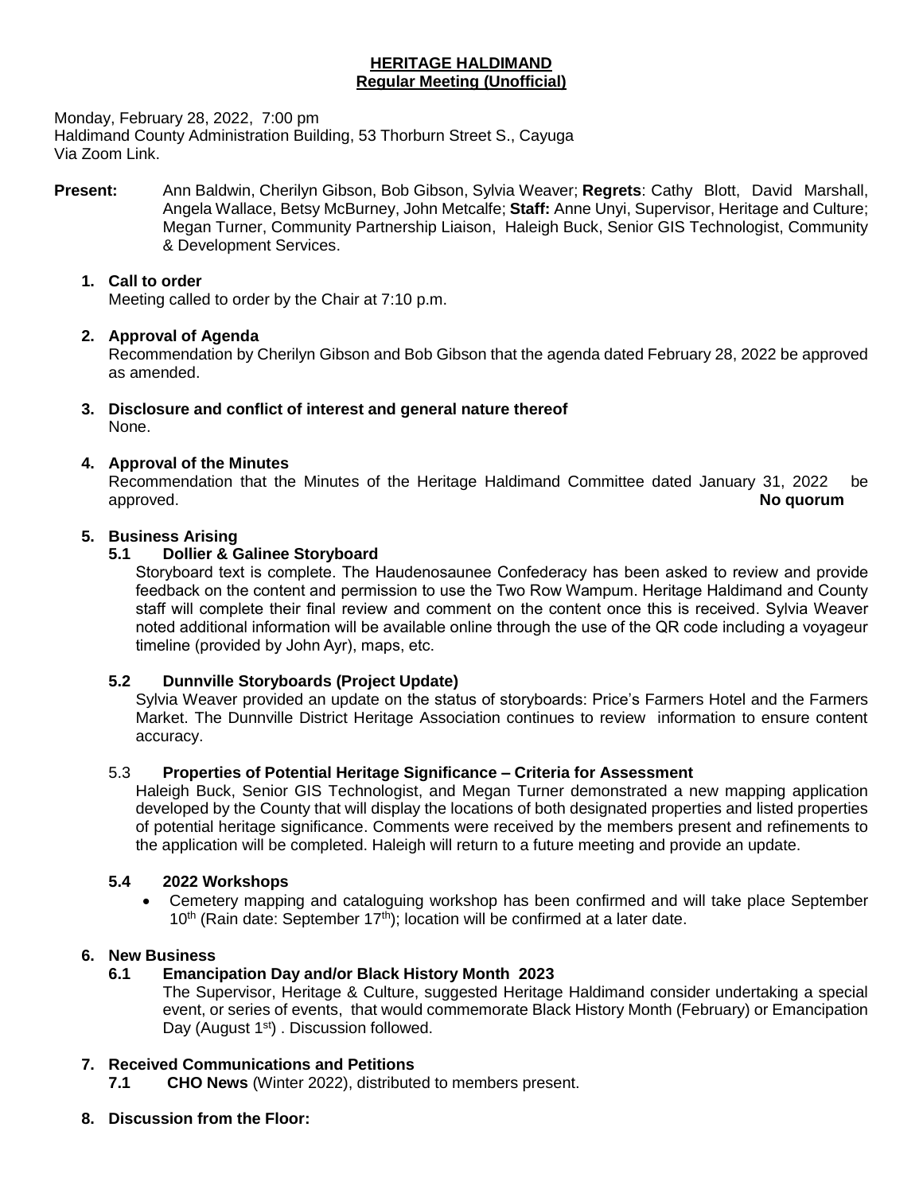**HERITAGE HALDIMAND**
**Regular Meeting (Unofficial)**

Monday, February 28, 2022, 7:00 pm
Haldimand County Administration Building, 53 Thorburn Street S., Cayuga
Via Zoom Link.

**Present:** Ann Baldwin, Cherilyn Gibson, Bob Gibson, Sylvia Weaver; **Regrets**: Cathy Blott, David Marshall, Angela Wallace, Betsy McBurney, John Metcalfe; **Staff:** Anne Unyi, Supervisor, Heritage and Culture; Megan Turner, Community Partnership Liaison, Haleigh Buck, Senior GIS Technologist, Community & Development Services.

**1. Call to order**
Meeting called to order by the Chair at 7:10 p.m.

**2. Approval of Agenda**
Recommendation by Cherilyn Gibson and Bob Gibson that the agenda dated February 28, 2022 be approved as amended.

**3. Disclosure and conflict of interest and general nature thereof**
None.

**4. Approval of the Minutes**
Recommendation that the Minutes of the Heritage Haldimand Committee dated January 31, 2022 be approved. **No quorum**

**5. Business Arising**

**5.1 Dollier & Galinee Storyboard**
Storyboard text is complete. The Haudenosaunee Confederacy has been asked to review and provide feedback on the content and permission to use the Two Row Wampum. Heritage Haldimand and County staff will complete their final review and comment on the content once this is received. Sylvia Weaver noted additional information will be available online through the use of the QR code including a voyageur timeline (provided by John Ayr), maps, etc.

**5.2 Dunnville Storyboards (Project Update)**
Sylvia Weaver provided an update on the status of storyboards: Price's Farmers Hotel and the Farmers Market. The Dunnville District Heritage Association continues to review information to ensure content accuracy.

5.3 **Properties of Potential Heritage Significance – Criteria for Assessment**
Haleigh Buck, Senior GIS Technologist, and Megan Turner demonstrated a new mapping application developed by the County that will display the locations of both designated properties and listed properties of potential heritage significance. Comments were received by the members present and refinements to the application will be completed. Haleigh will return to a future meeting and provide an update.

**5.4 2022 Workshops**

- Cemetery mapping and cataloguing workshop has been confirmed and will take place September 10th (Rain date: September 17th); location will be confirmed at a later date.

**6. New Business**

**6.1 Emancipation Day and/or Black History Month 2023**
The Supervisor, Heritage & Culture, suggested Heritage Haldimand consider undertaking a special event, or series of events, that would commemorate Black History Month (February) or Emancipation Day (August 1st) . Discussion followed.

**7. Received Communications and Petitions**

**7.1 CHO News** (Winter 2022), distributed to members present.

**8. Discussion from the Floor:**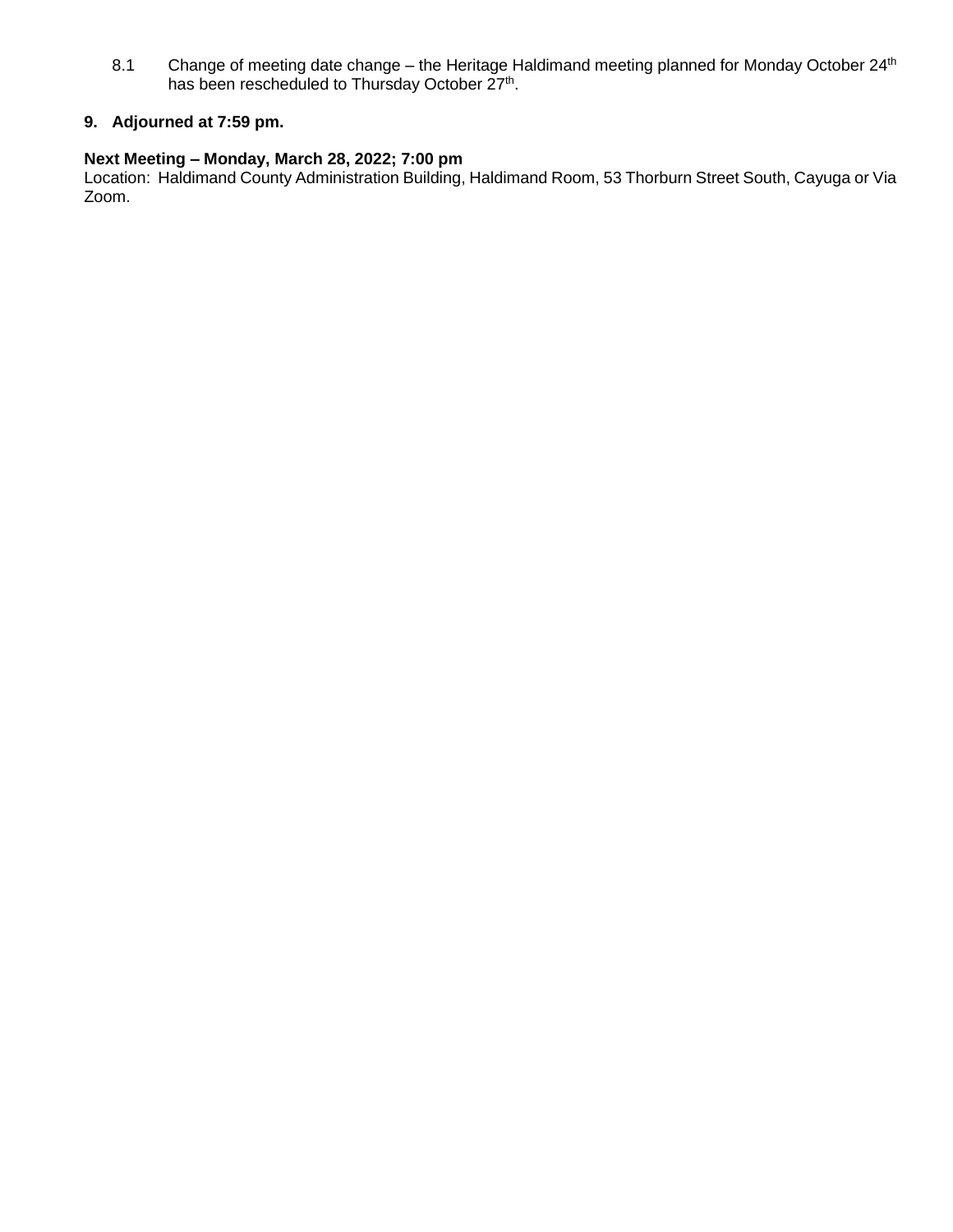8.1 Change of meeting date change – the Heritage Haldimand meeting planned for Monday October 24th has been rescheduled to Thursday October 27th.

**9. Adjourned at 7:59 pm.**

**Next Meeting – Monday, March 28, 2022; 7:00 pm**
Location: Haldimand County Administration Building, Haldimand Room, 53 Thorburn Street South, Cayuga or Via Zoom.